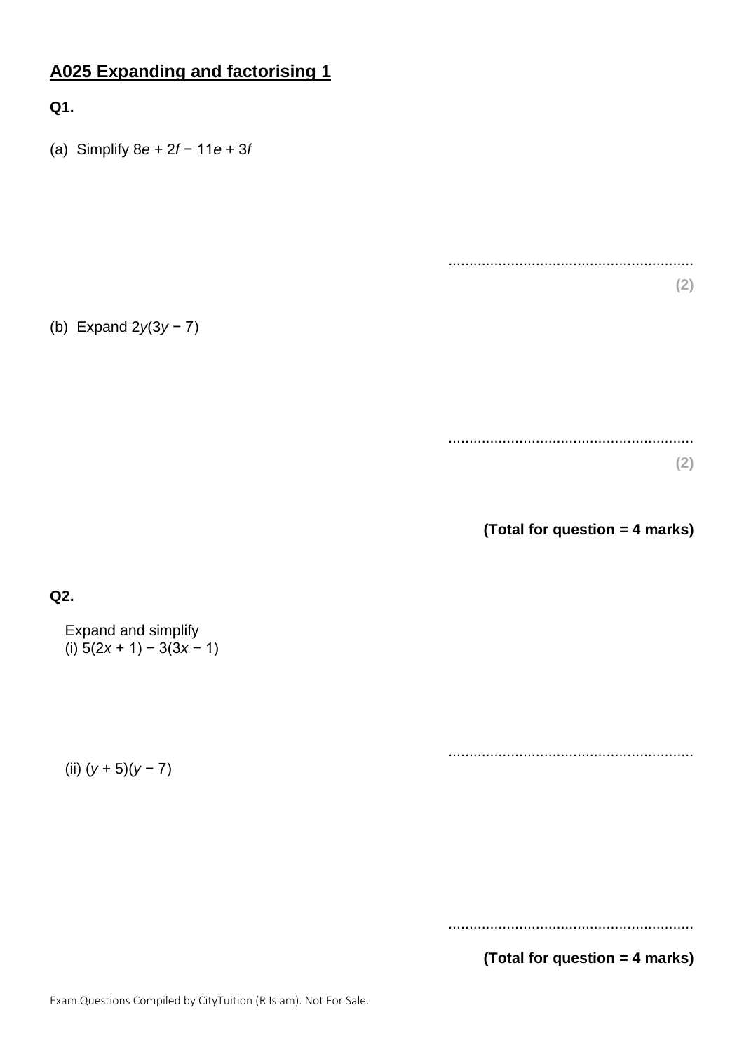# A025 Expanding and factorising 1

**Q1.**

(a) Simplify $8e + 2f - 11e + 3f$

..........................................................

**(2)**

(b) Expand $2y(3y - 7)$

..........................................................

**(2)**

**(Total for question = 4 marks)**

**Q2.**

Expand and simplify

(i) $5(2x + 1) - 3(3x - 1)$

..........................................................

(ii) $(y + 5)(y - 7)$

..........................................................

**(Total for question = 4 marks)**

Exam Questions Compiled by CityTuition (R Islam). Not For Sale.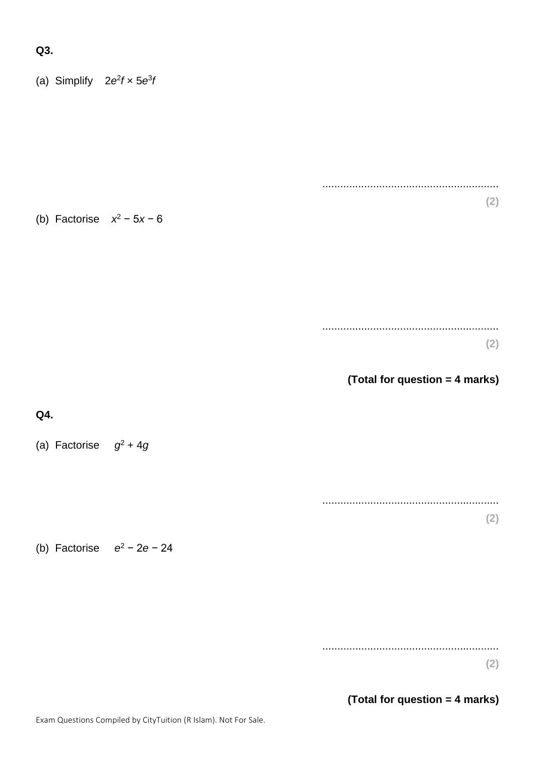**Q3.**

(a) Simplify $2e^2f \times 5e^3f$

..........................................................

**(2)**

(b) Factorise $x^2 - 5x - 6$

..........................................................

**(2)**

**(Total for question = 4 marks)**

**Q4.**

(a) Factorise $g^2 + 4g$

..........................................................

**(2)**

(b) Factorise $e^2 - 2e - 24$

..........................................................

**(2)**

**(Total for question = 4 marks)**

Exam Questions Compiled by CityTuition (R Islam). Not For Sale.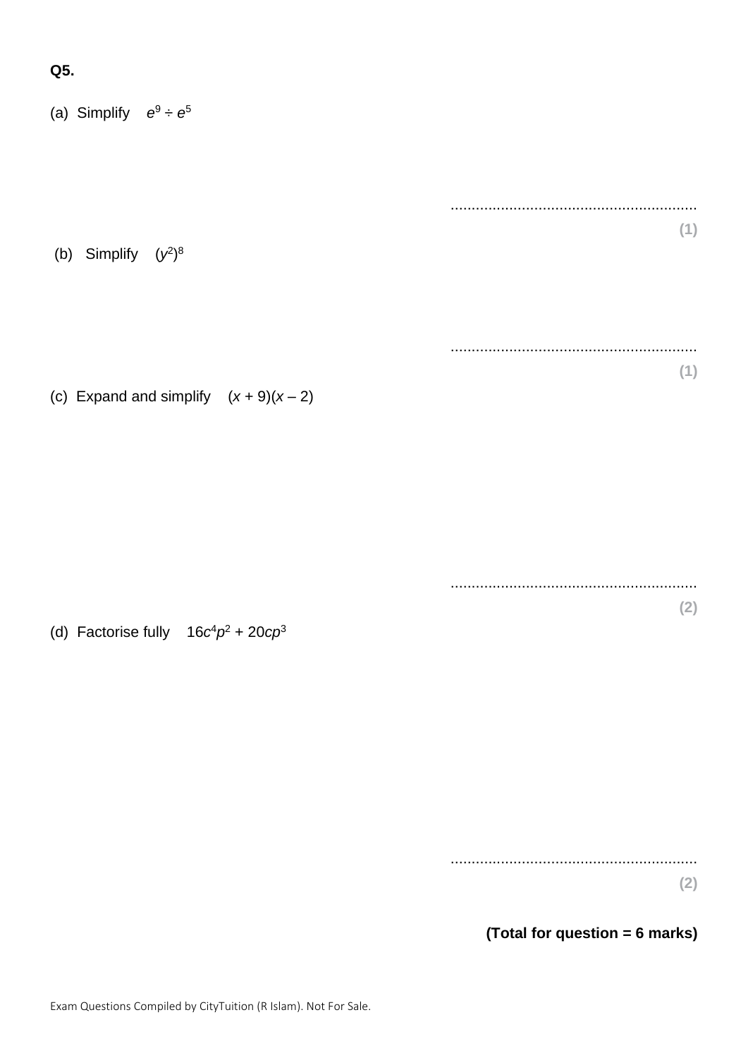**Q5.**

(a) Simplify $e^9 \div e^5$

..........................................................

**(1)**

(b) Simplify $(y^2)^8$

..........................................................

**(1)**

(c) Expand and simplify $(x + 9)(x - 2)$

..........................................................

**(2)**

(d) Factorise fully $16c^4p^2 + 20cp^3$

..........................................................

**(2)**

**(Total for question = 6 marks)**

Exam Questions Compiled by CityTuition (R Islam). Not For Sale.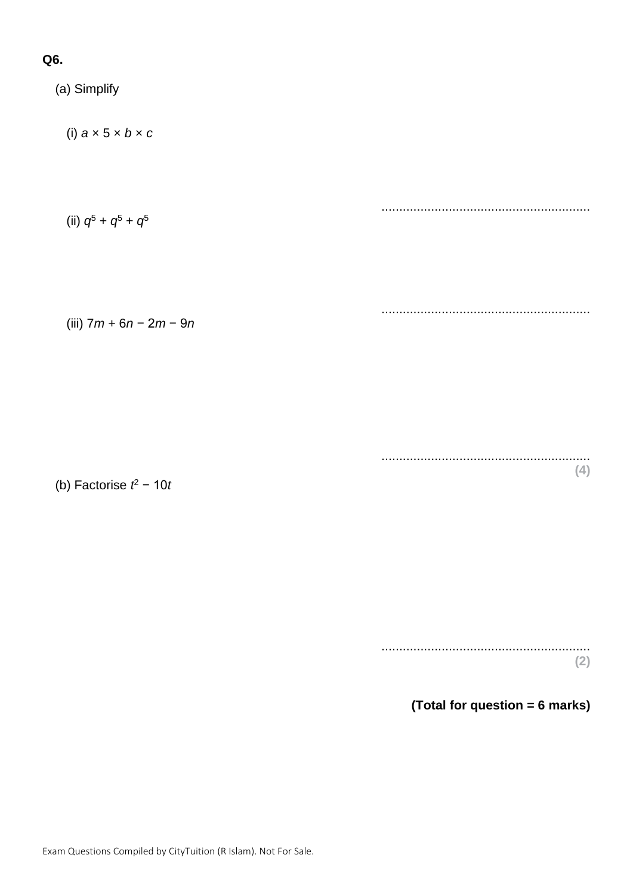**Q6.**

(a) Simplify

(i) $a \times 5 \times b \times c$

..........................................................

(ii) $q^5 + q^5 + q^5$

..........................................................

(iii) $7m + 6n - 2m - 9n$

..........................................................

**(4)**

(b) Factorise $t^2 - 10t$

..........................................................

**(2)**

**(Total for question = 6 marks)**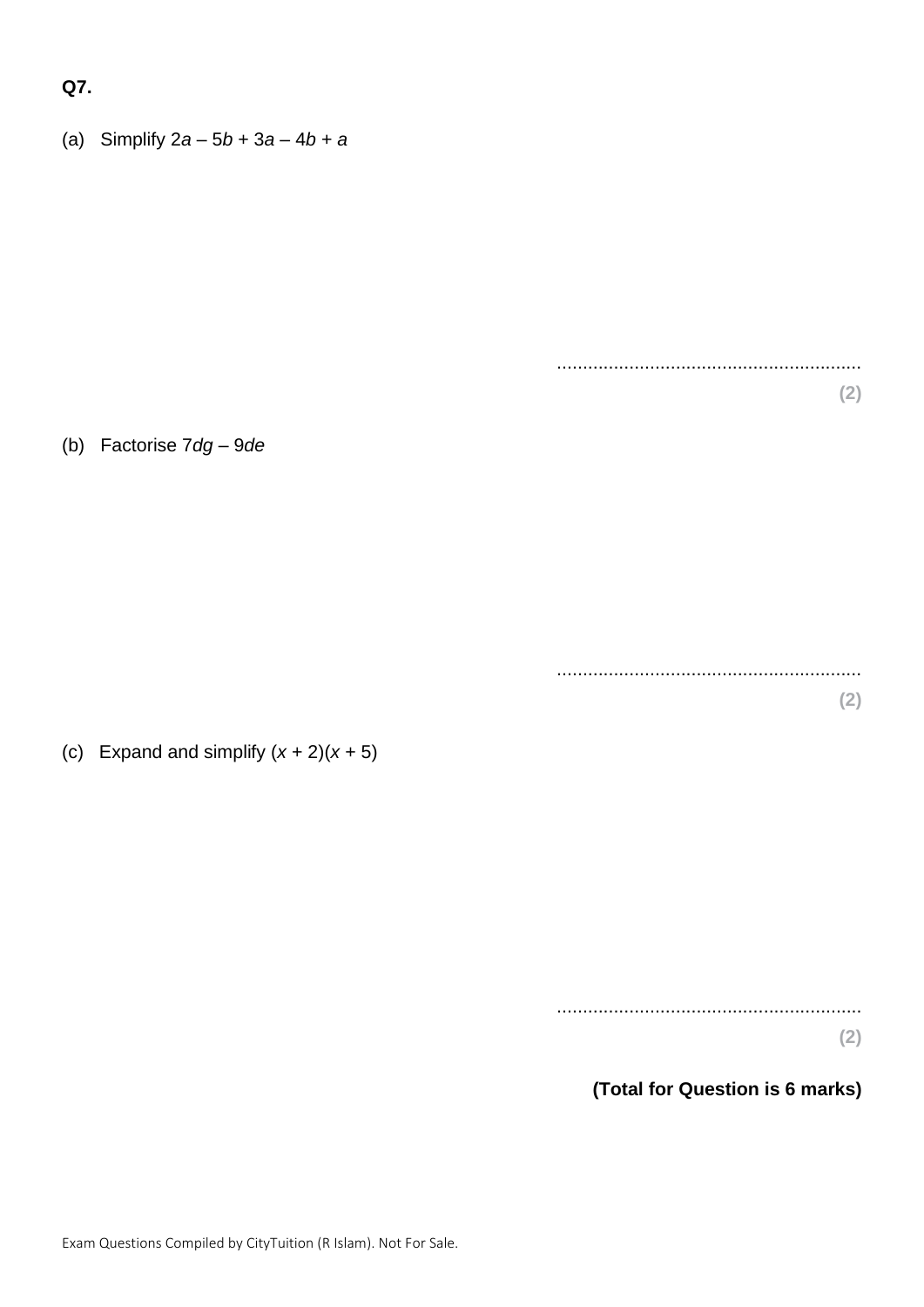**Q7.**

(a) Simplify $2a - 5b + 3a - 4b + a$

..........................................................

**(2)**

(b) Factorise $7dg - 9de$

..........................................................

**(2)**

(c) Expand and simplify $(x + 2)(x + 5)$

..........................................................

**(2)**

**(Total for Question is 6 marks)**

Exam Questions Compiled by CityTuition (R Islam). Not For Sale.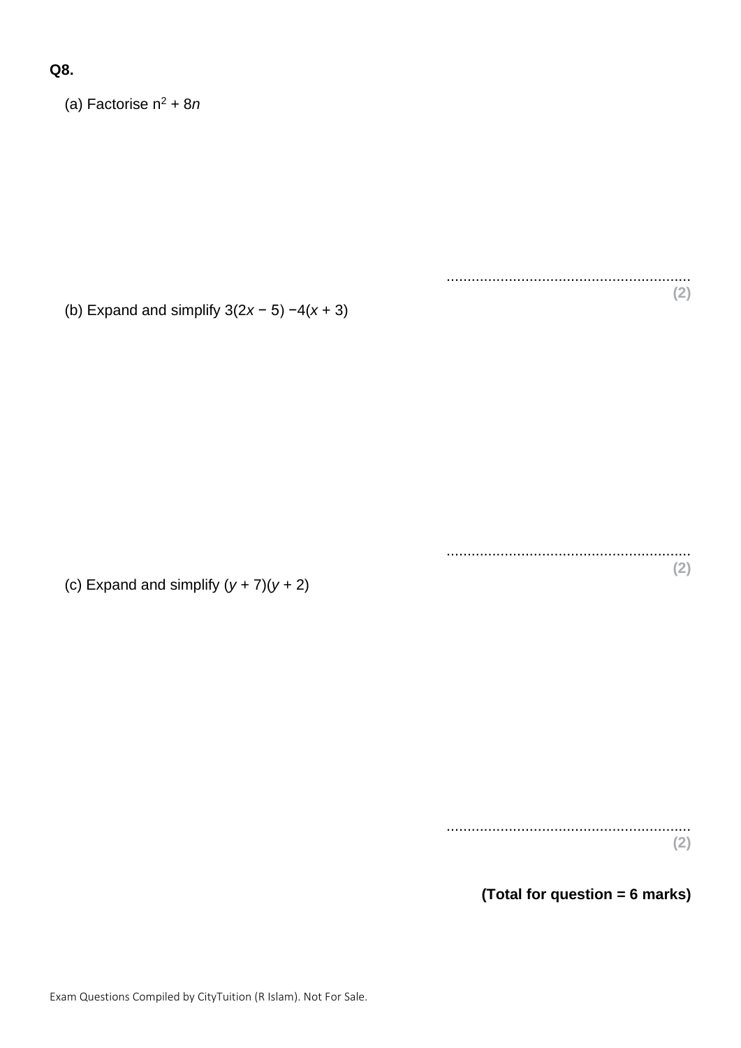**Q8.**

(a) Factorise $n^2 + 8n$

..........................................................
**(2)**

(b) Expand and simplify $3(2x - 5) - 4(x + 3)$

..........................................................
**(2)**

(c) Expand and simplify $(y + 7)(y + 2)$

..........................................................
**(2)**

**(Total for question = 6 marks)**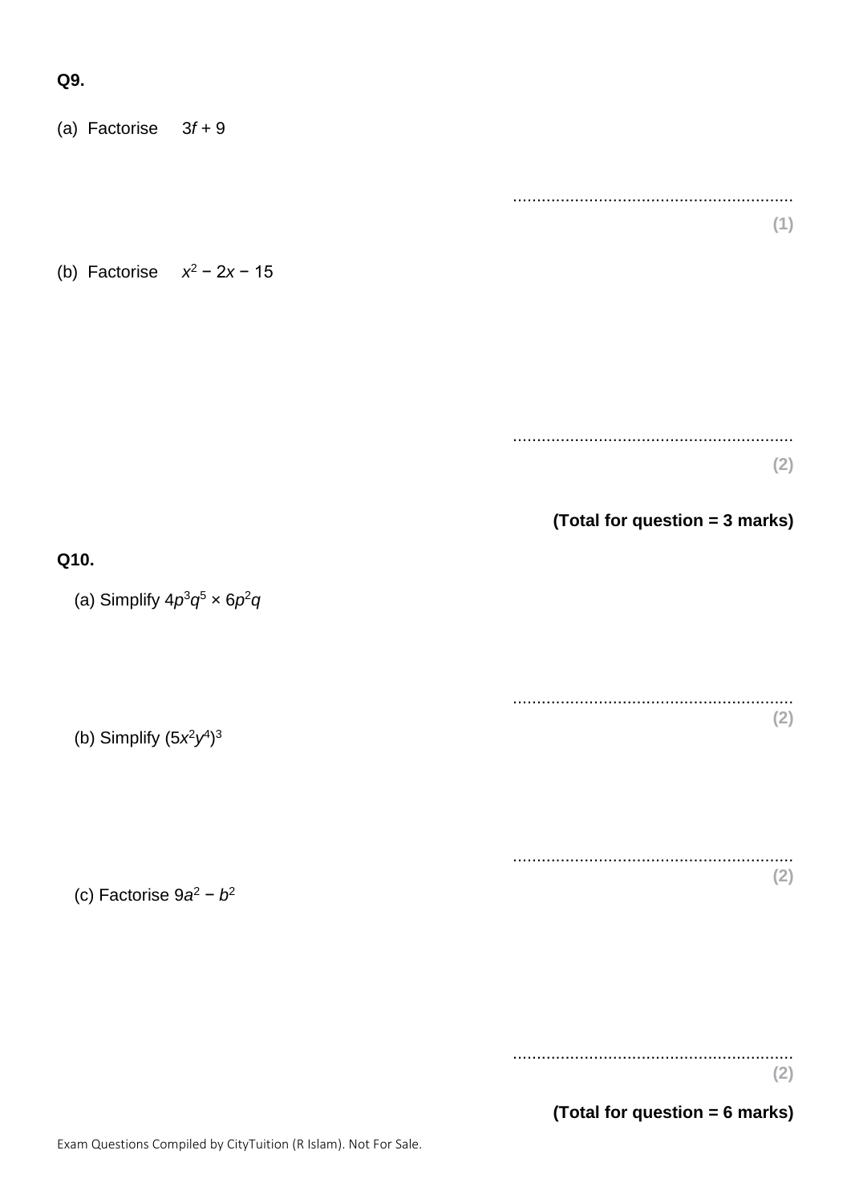**Q9.**

(a) Factorise $3f + 9$

..........................................................

**(1)**

(b) Factorise $x^2 - 2x - 15$

..........................................................

**(2)**

**(Total for question = 3 marks)**

**Q10.**

(a) Simplify $4p^3q^5 \times 6p^2q$

..........................................................

**(2)**

(b) Simplify $(5x^2y^4)^3$

..........................................................

**(2)**

(c) Factorise $9a^2 - b^2$

..........................................................

**(2)**

**(Total for question = 6 marks)**

Exam Questions Compiled by CityTuition (R Islam). Not For Sale.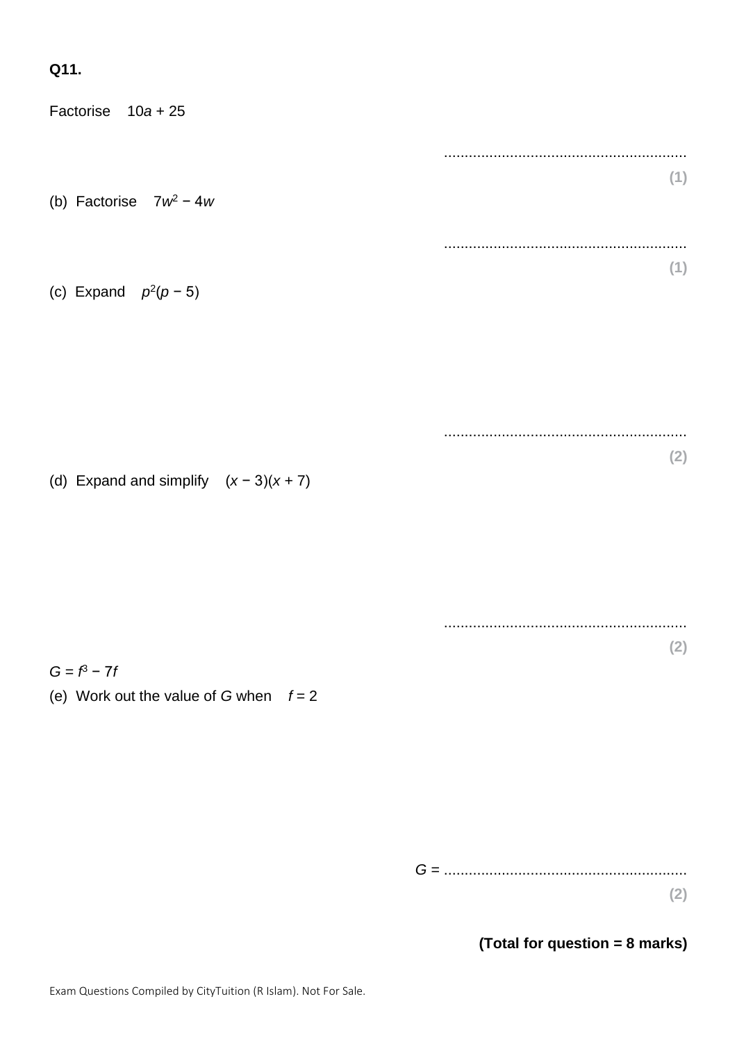**Q11.**

Factorise $10a + 25$

..........................................................
**(1)**

(b) Factorise $7w^2 - 4w$

..........................................................
**(1)**

(c) Expand $p^2(p - 5)$

..........................................................
**(2)**

(d) Expand and simplify $(x - 3)(x + 7)$

..........................................................
**(2)**

$G = f^3 - 7f$

(e) Work out the value of $G$ when $f = 2$

$G$ = ..........................................................
**(2)**

**(Total for question = 8 marks)**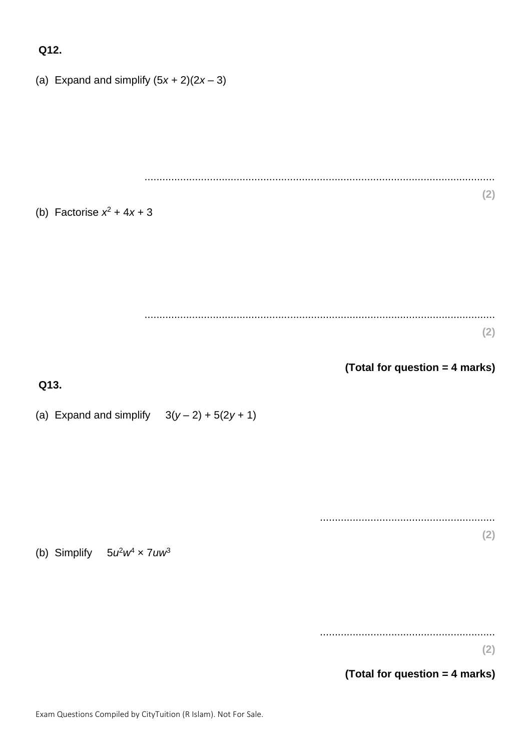**Q12.**

(a) Expand and simplify $(5x + 2)(2x – 3)$

..........................................................................................................................

**(2)**

(b) Factorise $x^2 + 4x + 3$

..........................................................................................................................

**(2)**

**(Total for question = 4 marks)**

**Q13.**

(a) Expand and simplify $3(y – 2) + 5(2y + 1)$

..........................................................

**(2)**

(b) Simplify $5u^2w^4 \times 7uw^3$

..........................................................

**(2)**

**(Total for question = 4 marks)**

Exam Questions Compiled by CityTuition (R Islam). Not For Sale.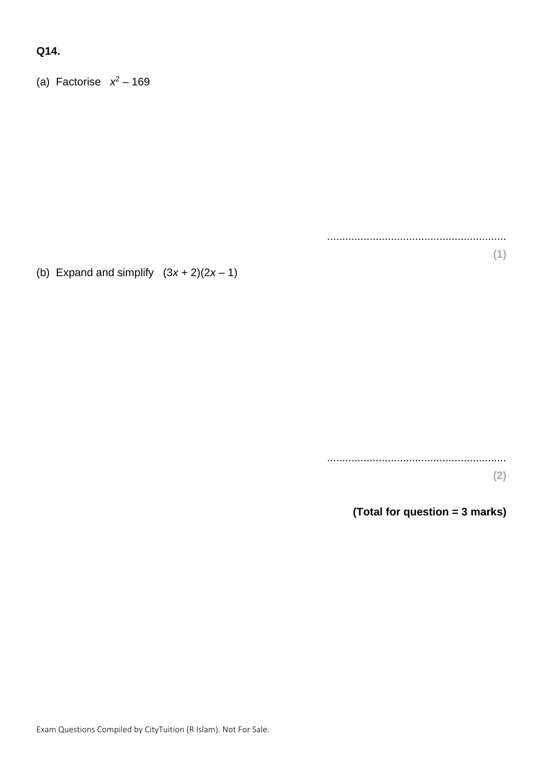**Q14.**

(a) Factorise $x^2 - 169$

..........................................................

**(1)**

(b) Expand and simplify $(3x + 2)(2x - 1)$

..........................................................

**(2)**

**(Total for question = 3 marks)**